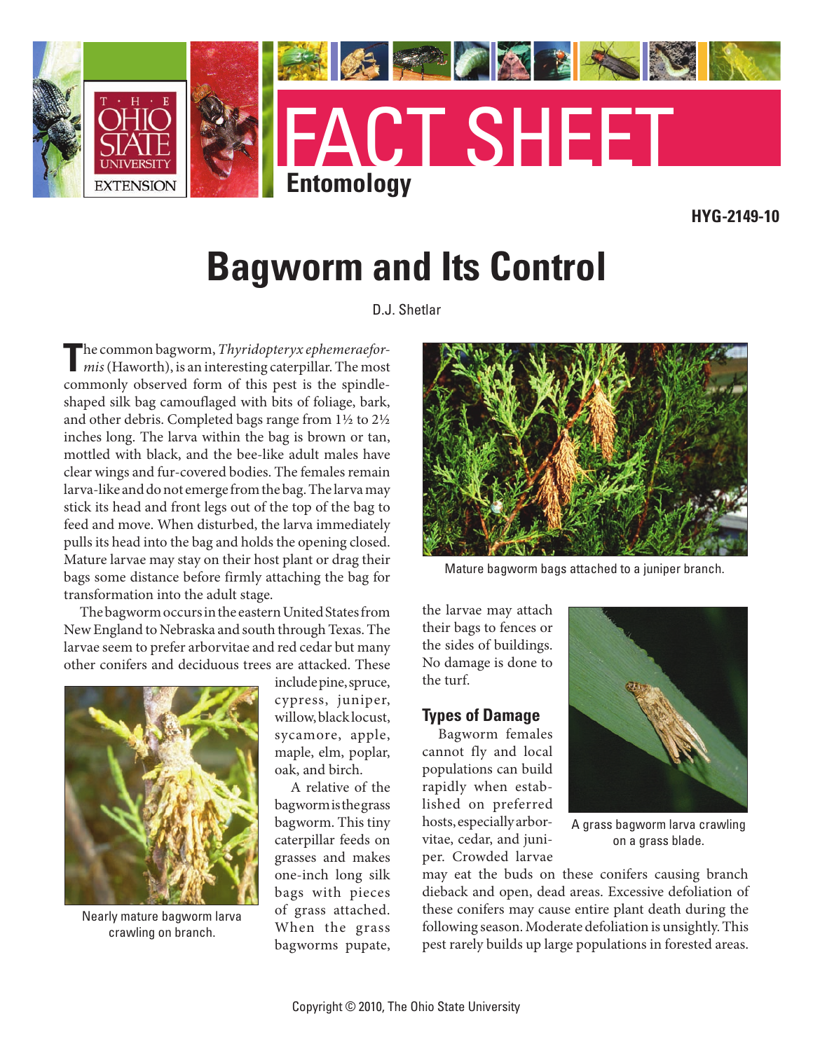FACT SHEET

Entomology

HYG-2149-10

# Bagworm and Its Control

D.J. Shetlar

The common bagworm, *Thyridopteryx ephemeraeformis* (Haworth), is an interesting caterpillar. The most commonly observed form of this pest is the spindle-shaped silk bag camouflaged with bits of foliage, bark, and other debris. Completed bags range from 1½ to 2½ inches long. The larva within the bag is brown or tan, mottled with black, and the bee-like adult males have clear wings and fur-covered bodies. The females remain larva-like and do not emerge from the bag. The larva may stick its head and front legs out of the top of the bag to feed and move. When disturbed, the larva immediately pulls its head into the bag and holds the opening closed. Mature larvae may stay on their host plant or drag their bags some distance before firmly attaching the bag for transformation into the adult stage.

The bagworm occurs in the eastern United States from New England to Nebraska and south through Texas. The larvae seem to prefer arborvitae and red cedar but many other conifers and deciduous trees are attacked. These include pine, spruce, cypress, juniper, willow, black locust, sycamore, apple, maple, elm, poplar, oak, and birch.

Nearly mature bagworm larva crawling on branch.

A relative of the bagworm is the grass bagworm. This tiny caterpillar feeds on grasses and makes one-inch long silk bags with pieces of grass attached. When the grass bagworms pupate, the larvae may attach their bags to fences or the sides of buildings. No damage is done to the turf.

Mature bagworm bags attached to a juniper branch.

A grass bagworm larva crawling on a grass blade.

## Types of Damage

Bagworm females cannot fly and local populations can build rapidly when established on preferred hosts, especially arborvitae, cedar, and juniper. Crowded larvae may eat the buds on these conifers causing branch dieback and open, dead areas. Excessive defoliation of these conifers may cause entire plant death during the following season. Moderate defoliation is unsightly. This pest rarely builds up large populations in forested areas.

Copyright © 2010, The Ohio State University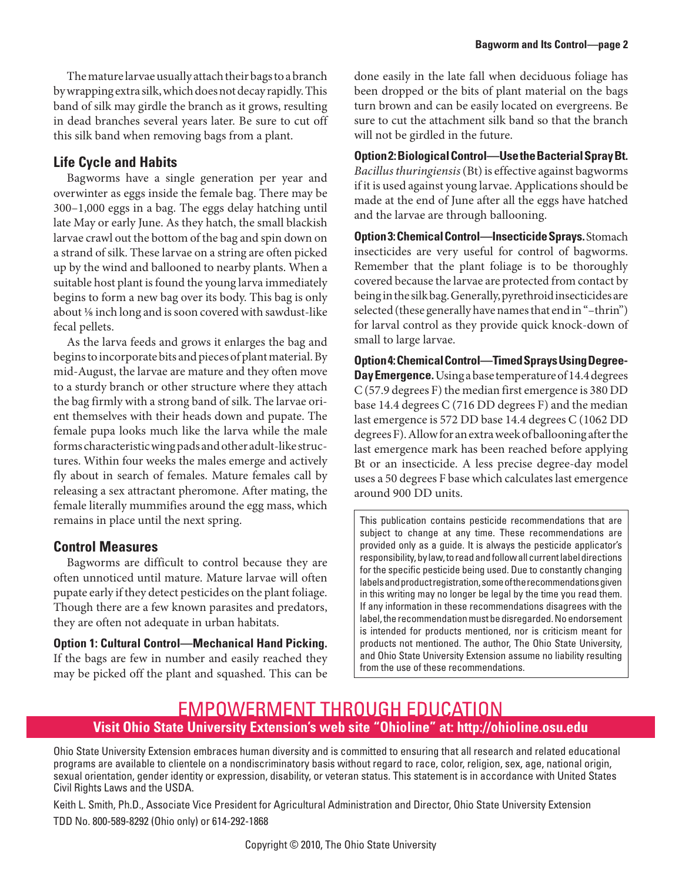The mature larvae usually attach their bags to a branch by wrapping extra silk, which does not decay rapidly. This band of silk may girdle the branch as it grows, resulting in dead branches several years later. Be sure to cut off this silk band when removing bags from a plant.

## Life Cycle and Habits

Bagworms have a single generation per year and overwinter as eggs inside the female bag. There may be 300–1,000 eggs in a bag. The eggs delay hatching until late May or early June. As they hatch, the small blackish larvae crawl out the bottom of the bag and spin down on a strand of silk. These larvae on a string are often picked up by the wind and ballooned to nearby plants. When a suitable host plant is found the young larva immediately begins to form a new bag over its body. This bag is only about ⅛ inch long and is soon covered with sawdust-like fecal pellets.

As the larva feeds and grows it enlarges the bag and begins to incorporate bits and pieces of plant material. By mid-August, the larvae are mature and they often move to a sturdy branch or other structure where they attach the bag firmly with a strong band of silk. The larvae orient themselves with their heads down and pupate. The female pupa looks much like the larva while the male forms characteristic wing pads and other adult-like structures. Within four weeks the males emerge and actively fly about in search of females. Mature females call by releasing a sex attractant pheromone. After mating, the female literally mummifies around the egg mass, which remains in place until the next spring.

## Control Measures

Bagworms are difficult to control because they are often unnoticed until mature. Mature larvae will often pupate early if they detect pesticides on the plant foliage. Though there are a few known parasites and predators, they are often not adequate in urban habitats.

**Option 1: Cultural Control—Mechanical Hand Picking.** If the bags are few in number and easily reached they may be picked off the plant and squashed. This can be done easily in the late fall when deciduous foliage has been dropped or the bits of plant material on the bags turn brown and can be easily located on evergreens. Be sure to cut the attachment silk band so that the branch will not be girdled in the future.

**Option 2: Biological Control—Use the Bacterial Spray Bt.** *Bacillus thuringiensis* (Bt) is effective against bagworms if it is used against young larvae. Applications should be made at the end of June after all the eggs have hatched and the larvae are through ballooning.

**Option 3: Chemical Control—Insecticide Sprays.** Stomach insecticides are very useful for control of bagworms. Remember that the plant foliage is to be thoroughly covered because the larvae are protected from contact by being in the silk bag. Generally, pyrethroid insecticides are selected (these generally have names that end in "–thrin") for larval control as they provide quick knock-down of small to large larvae.

**Option 4: Chemical Control—Timed Sprays Using Degree-Day Emergence.** Using a base temperature of 14.4 degrees C (57.9 degrees F) the median first emergence is 380 DD base 14.4 degrees C (716 DD degrees F) and the median last emergence is 572 DD base 14.4 degrees C (1062 DD degrees F). Allow for an extra week of ballooning after the last emergence mark has been reached before applying Bt or an insecticide. A less precise degree-day model uses a 50 degrees F base which calculates last emergence around 900 DD units.

This publication contains pesticide recommendations that are subject to change at any time. These recommendations are provided only as a guide. It is always the pesticide applicator's responsibility, by law, to read and follow all current label directions for the specific pesticide being used. Due to constantly changing labels and product registration, some of the recommendations given in this writing may no longer be legal by the time you read them. If any information in these recommendations disagrees with the label, the recommendation must be disregarded. No endorsement is intended for products mentioned, nor is criticism meant for products not mentioned. The author, The Ohio State University, and Ohio State University Extension assume no liability resulting from the use of these recommendations.

EMPOWERMENT THROUGH EDUCATION

**Visit Ohio State University Extension's web site "Ohioline" at: http://ohioline.osu.edu**

Ohio State University Extension embraces human diversity and is committed to ensuring that all research and related educational programs are available to clientele on a nondiscriminatory basis without regard to race, color, religion, sex, age, national origin, sexual orientation, gender identity or expression, disability, or veteran status. This statement is in accordance with United States Civil Rights Laws and the USDA.

Keith L. Smith, Ph.D., Associate Vice President for Agricultural Administration and Director, Ohio State University Extension

TDD No. 800-589-8292 (Ohio only) or 614-292-1868

Copyright © 2010, The Ohio State University